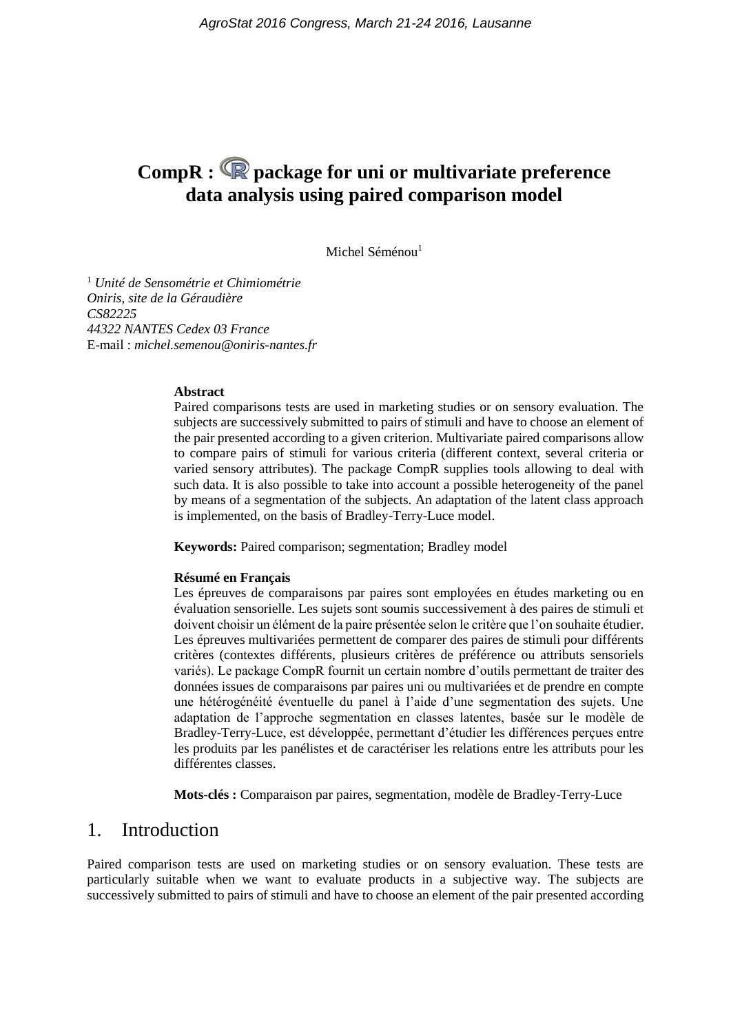# CompR : R package for uni or multivariate preference data analysis using paired comparison model

Michel Séménou[1]

[1] *Unité de Sensométrie et Chimiométrie*
*Oniris, site de la Géraudière*
*CS82225*
*44322 NANTES Cedex 03 France*
E-mail : *michel.semenou@oniris-nantes.fr*

**Abstract**

Paired comparisons tests are used in marketing studies or on sensory evaluation. The subjects are successively submitted to pairs of stimuli and have to choose an element of the pair presented according to a given criterion. Multivariate paired comparisons allow to compare pairs of stimuli for various criteria (different context, several criteria or varied sensory attributes). The package CompR supplies tools allowing to deal with such data. It is also possible to take into account a possible heterogeneity of the panel by means of a segmentation of the subjects. An adaptation of the latent class approach is implemented, on the basis of Bradley-Terry-Luce model.

**Keywords:** Paired comparison; segmentation; Bradley model

**Résumé en Français**

Les épreuves de comparaisons par paires sont employées en études marketing ou en évaluation sensorielle. Les sujets sont soumis successivement à des paires de stimuli et doivent choisir un élément de la paire présentée selon le critère que l'on souhaite étudier. Les épreuves multivariées permettent de comparer des paires de stimuli pour différents critères (contextes différents, plusieurs critères de préférence ou attributs sensoriels variés). Le package CompR fournit un certain nombre d'outils permettant de traiter des données issues de comparaisons par paires uni ou multivariées et de prendre en compte une hétérogénéité éventuelle du panel à l'aide d'une segmentation des sujets. Une adaptation de l'approche segmentation en classes latentes, basée sur le modèle de Bradley-Terry-Luce, est développée, permettant d'étudier les différences perçues entre les produits par les panélistes et de caractériser les relations entre les attributs pour les différentes classes.

**Mots-clés :** Comparaison par paires, segmentation, modèle de Bradley-Terry-Luce

## 1. Introduction

Paired comparison tests are used on marketing studies or on sensory evaluation. These tests are particularly suitable when we want to evaluate products in a subjective way. The subjects are successively submitted to pairs of stimuli and have to choose an element of the pair presented according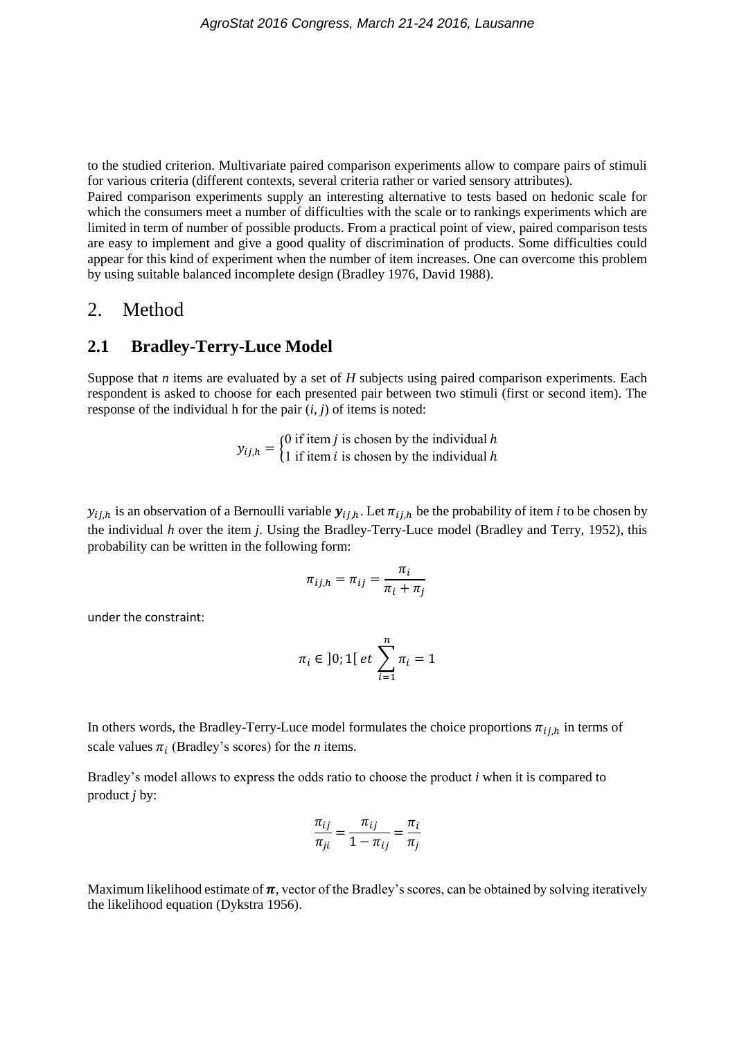to the studied criterion. Multivariate paired comparison experiments allow to compare pairs of stimuli for various criteria (different contexts, several criteria rather or varied sensory attributes).
Paired comparison experiments supply an interesting alternative to tests based on hedonic scale for which the consumers meet a number of difficulties with the scale or to rankings experiments which are limited in term of number of possible products. From a practical point of view, paired comparison tests are easy to implement and give a good quality of discrimination of products. Some difficulties could appear for this kind of experiment when the number of item increases. One can overcome this problem by using suitable balanced incomplete design (Bradley 1976, David 1988).

# 2. Method

## 2.1 Bradley-Terry-Luce Model

Suppose that *n* items are evaluated by a set of *H* subjects using paired comparison experiments. Each respondent is asked to choose for each presented pair between two stimuli (first or second item). The response of the individual h for the pair (*i*, *j*) of items is noted:

$$y_{ij,h} = \begin{cases} 0 \text{ if item } j \text{ is chosen by the individual } h \\ 1 \text{ if item } i \text{ is chosen by the individual } h \end{cases}$$

$y_{ij,h}$ is an observation of a Bernoulli variable $\boldsymbol{y}_{ij,h}$. Let $\pi_{ij,h}$ be the probability of item *i* to be chosen by the individual *h* over the item *j*. Using the Bradley-Terry-Luce model (Bradley and Terry, 1952), this probability can be written in the following form:

$$\pi_{ij,h} = \pi_{ij} = \frac{\pi_i}{\pi_i + \pi_j}$$

under the constraint:

$$\pi_i \in ]0;1[ \; et \; \sum_{i=1}^{n} \pi_i = 1$$

In others words, the Bradley-Terry-Luce model formulates the choice proportions $\pi_{ij,h}$ in terms of scale values $\pi_i$ (Bradley's scores) for the *n* items.

Bradley's model allows to express the odds ratio to choose the product *i* when it is compared to product *j* by:

$$\frac{\pi_{ij}}{\pi_{ji}} = \frac{\pi_{ij}}{1 - \pi_{ij}} = \frac{\pi_i}{\pi_j}$$

Maximum likelihood estimate of $\boldsymbol{\pi}$, vector of the Bradley's scores, can be obtained by solving iteratively the likelihood equation (Dykstra 1956).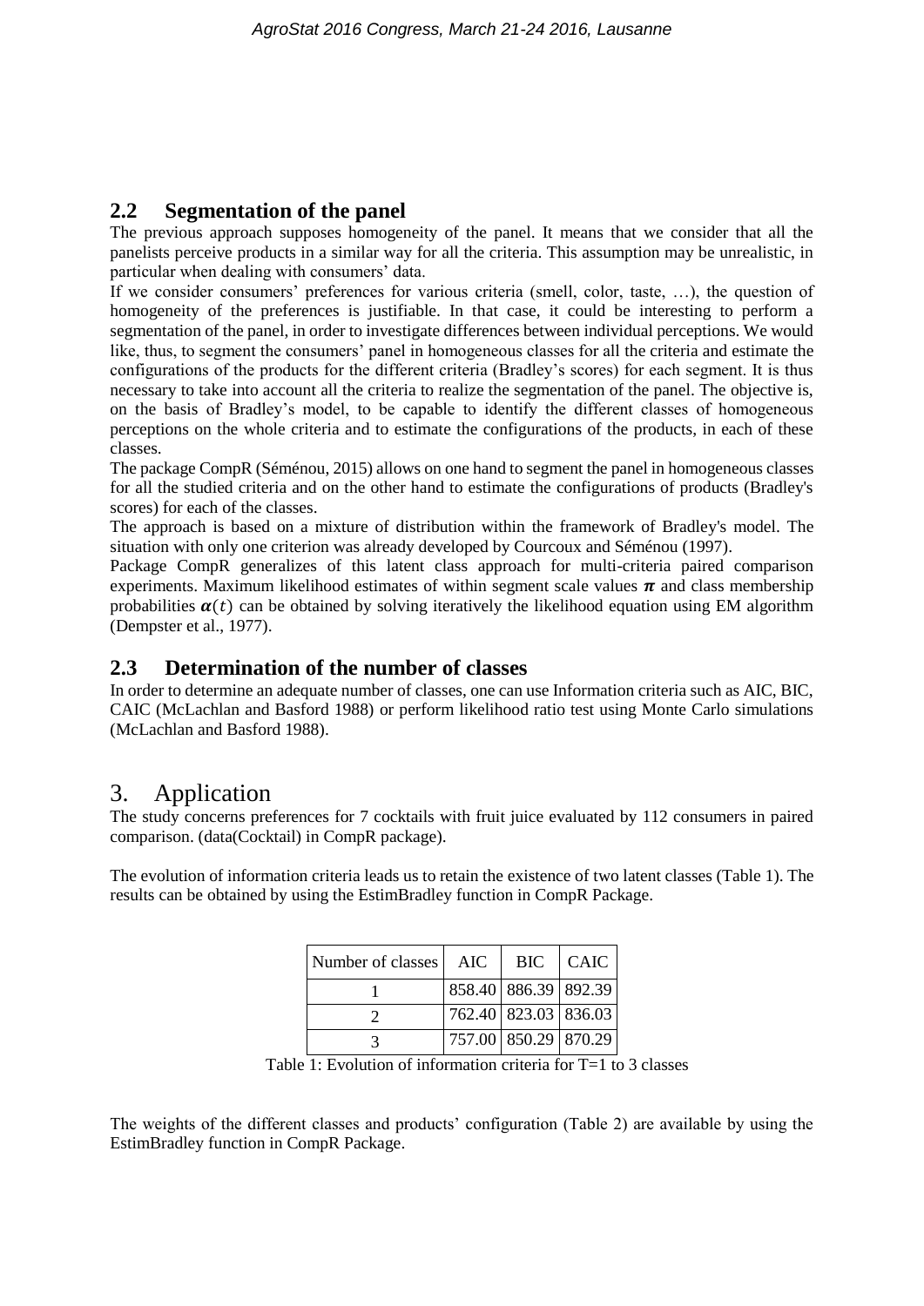## 2.2 Segmentation of the panel

The previous approach supposes homogeneity of the panel. It means that we consider that all the panelists perceive products in a similar way for all the criteria. This assumption may be unrealistic, in particular when dealing with consumers' data.

If we consider consumers' preferences for various criteria (smell, color, taste, …), the question of homogeneity of the preferences is justifiable. In that case, it could be interesting to perform a segmentation of the panel, in order to investigate differences between individual perceptions. We would like, thus, to segment the consumers' panel in homogeneous classes for all the criteria and estimate the configurations of the products for the different criteria (Bradley's scores) for each segment. It is thus necessary to take into account all the criteria to realize the segmentation of the panel. The objective is, on the basis of Bradley's model, to be capable to identify the different classes of homogeneous perceptions on the whole criteria and to estimate the configurations of the products, in each of these classes.

The package CompR (Séménou, 2015) allows on one hand to segment the panel in homogeneous classes for all the studied criteria and on the other hand to estimate the configurations of products (Bradley's scores) for each of the classes.

The approach is based on a mixture of distribution within the framework of Bradley's model. The situation with only one criterion was already developed by Courcoux and Séménou (1997).

Package CompR generalizes of this latent class approach for multi-criteria paired comparison experiments. Maximum likelihood estimates of within segment scale values $\boldsymbol{\pi}$ and class membership probabilities $\boldsymbol{\alpha}(t)$ can be obtained by solving iteratively the likelihood equation using EM algorithm (Dempster et al., 1977).

## 2.3 Determination of the number of classes

In order to determine an adequate number of classes, one can use Information criteria such as AIC, BIC, CAIC (McLachlan and Basford 1988) or perform likelihood ratio test using Monte Carlo simulations (McLachlan and Basford 1988).

# 3. Application

The study concerns preferences for 7 cocktails with fruit juice evaluated by 112 consumers in paired comparison. (data(Cocktail) in CompR package).

The evolution of information criteria leads us to retain the existence of two latent classes (Table 1). The results can be obtained by using the EstimBradley function in CompR Package.

| Number of classes | AIC | BIC | CAIC |
|---|---|---|---|
| 1 | 858.40 | 886.39 | 892.39 |
| 2 | 762.40 | 823.03 | 836.03 |
| 3 | 757.00 | 850.29 | 870.29 |

Table 1: Evolution of information criteria for T=1 to 3 classes

The weights of the different classes and products' configuration (Table 2) are available by using the EstimBradley function in CompR Package.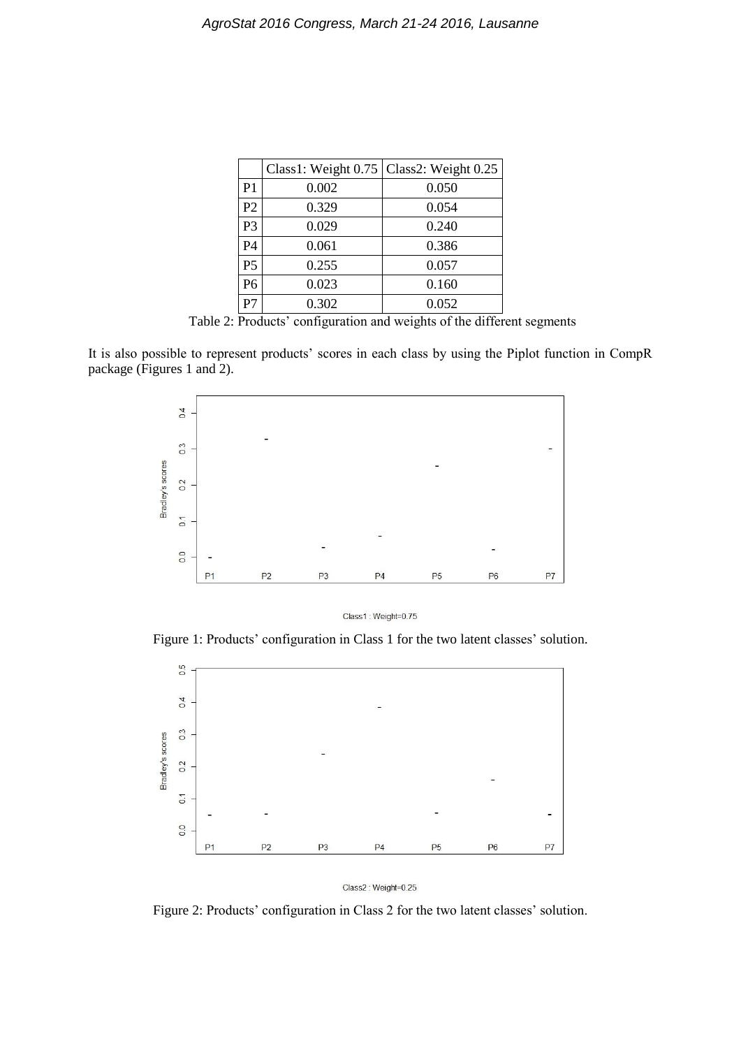|  | Class1: Weight 0.75 | Class2: Weight 0.25 |
| --- | --- | --- |
| P1 | 0.002 | 0.050 |
| P2 | 0.329 | 0.054 |
| P3 | 0.029 | 0.240 |
| P4 | 0.061 | 0.386 |
| P5 | 0.255 | 0.057 |
| P6 | 0.023 | 0.160 |
| P7 | 0.302 | 0.052 |

Table 2: Products' configuration and weights of the different segments

It is also possible to represent products' scores in each class by using the Piplot function in CompR package (Figures 1 and 2).

Class1 : Weight=0.75

Figure 1: Products' configuration in Class 1 for the two latent classes' solution.

Class2 : Weight=0.25

Figure 2: Products' configuration in Class 2 for the two latent classes' solution.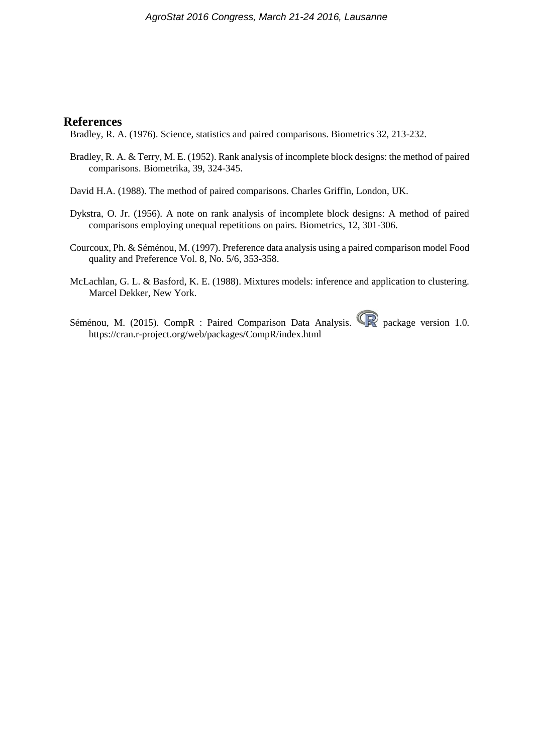## References

Bradley, R. A. (1976). Science, statistics and paired comparisons. Biometrics 32, 213-232.

Bradley, R. A. & Terry, M. E. (1952). Rank analysis of incomplete block designs: the method of paired comparisons. Biometrika, 39, 324-345.

David H.A. (1988). The method of paired comparisons. Charles Griffin, London, UK.

Dykstra, O. Jr. (1956). A note on rank analysis of incomplete block designs: A method of paired comparisons employing unequal repetitions on pairs. Biometrics, 12, 301-306.

Courcoux, Ph. & Séménou, M. (1997). Preference data analysis using a paired comparison model Food quality and Preference Vol. 8, No. 5/6, 353-358.

McLachlan, G. L. & Basford, K. E. (1988). Mixtures models: inference and application to clustering. Marcel Dekker, New York.

Séménou, M. (2015). CompR : Paired Comparison Data Analysis. R package version 1.0. https://cran.r-project.org/web/packages/CompR/index.html